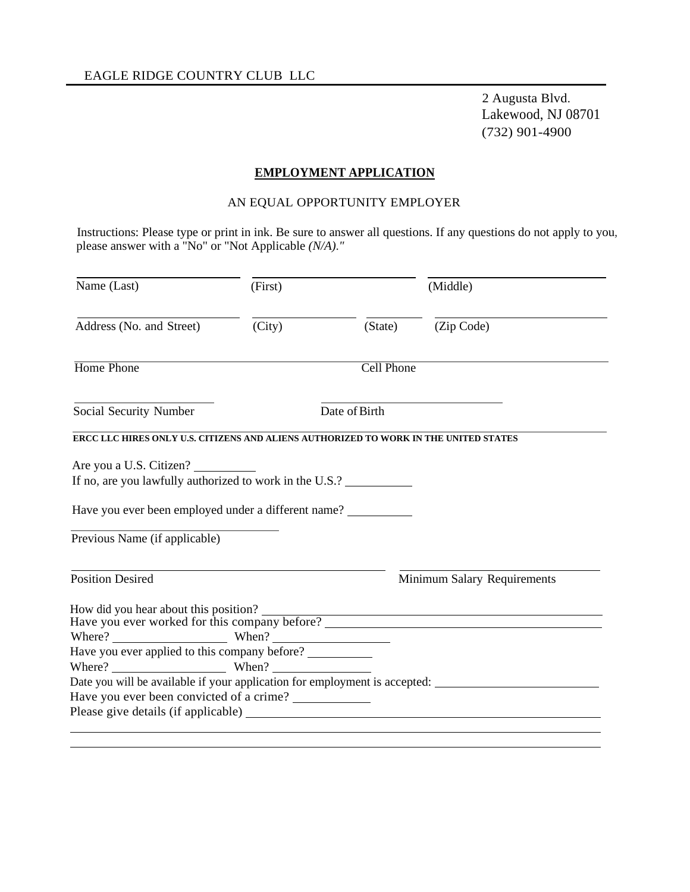EAGLE RIDGE COUNTRY CLUB LLC

2 Augusta Blvd.
Lakewood, NJ 08701
(732) 901-4900

## EMPLOYMENT APPLICATION

AN EQUAL OPPORTUNITY EMPLOYER

Instructions: Please type or print in ink. Be sure to answer all questions. If any questions do not apply to you, please answer with a "No" or "Not Applicable *(N/A)."*

| Name (Last) | (First) | (Middle) | |
|---|---|---|---|
| Address (No. and Street) | (City) | (State) | (Zip Code) |

Home Phone ______________________ Cell Phone ______________________

Social Security Number ______________________ Date of Birth ______________________

**ERCC LLC HIRES ONLY U.S. CITIZENS AND ALIENS AUTHORIZED TO WORK IN THE UNITED STATES**

Are you a U.S. Citizen? __________

If no, are you lawfully authorized to work in the U.S.? __________

Have you ever been employed under a different name? __________

Previous Name (if applicable) ______________________

Position Desired ______________________ Minimum Salary Requirements ______________________

How did you hear about this position? ______________________

Have you ever worked for this company before? ______________________

Where? __________ When? __________

Have you ever applied to this company before? __________

Where? __________ When? __________

Date you will be available if your application for employment is accepted: __________

Have you ever been convicted of a crime? __________

Please give details (if applicable) ______________________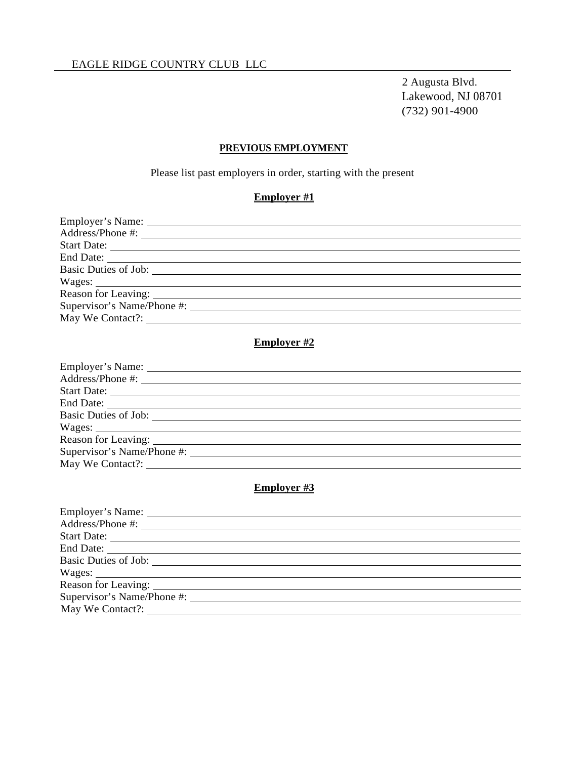EAGLE RIDGE COUNTRY CLUB LLC

2 Augusta Blvd.
Lakewood, NJ 08701
(732) 901-4900

## PREVIOUS EMPLOYMENT

Please list past employers in order, starting with the present

### Employer #1

Employer's Name: \_\_\_\_\_\_\_\_\_\_\_\_\_\_\_\_\_\_\_\_\_\_\_\_\_\_\_\_
Address/Phone #: \_\_\_\_\_\_\_\_\_\_\_\_\_\_\_\_\_\_\_\_\_\_\_\_\_\_\_\_
Start Date: \_\_\_\_\_\_\_\_\_\_\_\_\_\_\_\_\_\_\_\_\_\_\_\_\_\_\_\_
End Date: \_\_\_\_\_\_\_\_\_\_\_\_\_\_\_\_\_\_\_\_\_\_\_\_\_\_\_\_
Basic Duties of Job: \_\_\_\_\_\_\_\_\_\_\_\_\_\_\_\_\_\_\_\_\_\_\_\_\_\_\_\_
Wages: \_\_\_\_\_\_\_\_\_\_\_\_\_\_\_\_\_\_\_\_\_\_\_\_\_\_\_\_
Reason for Leaving: \_\_\_\_\_\_\_\_\_\_\_\_\_\_\_\_\_\_\_\_\_\_\_\_\_\_\_\_
Supervisor's Name/Phone #: \_\_\_\_\_\_\_\_\_\_\_\_\_\_\_\_\_\_\_\_\_\_\_\_\_\_\_\_
May We Contact?: \_\_\_\_\_\_\_\_\_\_\_\_\_\_\_\_\_\_\_\_\_\_\_\_\_\_\_\_

### Employer #2

Employer's Name: \_\_\_\_\_\_\_\_\_\_\_\_\_\_\_\_\_\_\_\_\_\_\_\_\_\_\_\_
Address/Phone #: \_\_\_\_\_\_\_\_\_\_\_\_\_\_\_\_\_\_\_\_\_\_\_\_\_\_\_\_
Start Date: \_\_\_\_\_\_\_\_\_\_\_\_\_\_\_\_\_\_\_\_\_\_\_\_\_\_\_\_
End Date: \_\_\_\_\_\_\_\_\_\_\_\_\_\_\_\_\_\_\_\_\_\_\_\_\_\_\_\_
Basic Duties of Job: \_\_\_\_\_\_\_\_\_\_\_\_\_\_\_\_\_\_\_\_\_\_\_\_\_\_\_\_
Wages: \_\_\_\_\_\_\_\_\_\_\_\_\_\_\_\_\_\_\_\_\_\_\_\_\_\_\_\_
Reason for Leaving: \_\_\_\_\_\_\_\_\_\_\_\_\_\_\_\_\_\_\_\_\_\_\_\_\_\_\_\_
Supervisor's Name/Phone #: \_\_\_\_\_\_\_\_\_\_\_\_\_\_\_\_\_\_\_\_\_\_\_\_\_\_\_\_
May We Contact?: \_\_\_\_\_\_\_\_\_\_\_\_\_\_\_\_\_\_\_\_\_\_\_\_\_\_\_\_

### Employer #3

Employer's Name: \_\_\_\_\_\_\_\_\_\_\_\_\_\_\_\_\_\_\_\_\_\_\_\_\_\_\_\_
Address/Phone #: \_\_\_\_\_\_\_\_\_\_\_\_\_\_\_\_\_\_\_\_\_\_\_\_\_\_\_\_
Start Date: \_\_\_\_\_\_\_\_\_\_\_\_\_\_\_\_\_\_\_\_\_\_\_\_\_\_\_\_
End Date: \_\_\_\_\_\_\_\_\_\_\_\_\_\_\_\_\_\_\_\_\_\_\_\_\_\_\_\_
Basic Duties of Job: \_\_\_\_\_\_\_\_\_\_\_\_\_\_\_\_\_\_\_\_\_\_\_\_\_\_\_\_
Wages: \_\_\_\_\_\_\_\_\_\_\_\_\_\_\_\_\_\_\_\_\_\_\_\_\_\_\_\_
Reason for Leaving: \_\_\_\_\_\_\_\_\_\_\_\_\_\_\_\_\_\_\_\_\_\_\_\_\_\_\_\_
Supervisor's Name/Phone #: \_\_\_\_\_\_\_\_\_\_\_\_\_\_\_\_\_\_\_\_\_\_\_\_\_\_\_\_
May We Contact?: \_\_\_\_\_\_\_\_\_\_\_\_\_\_\_\_\_\_\_\_\_\_\_\_\_\_\_\_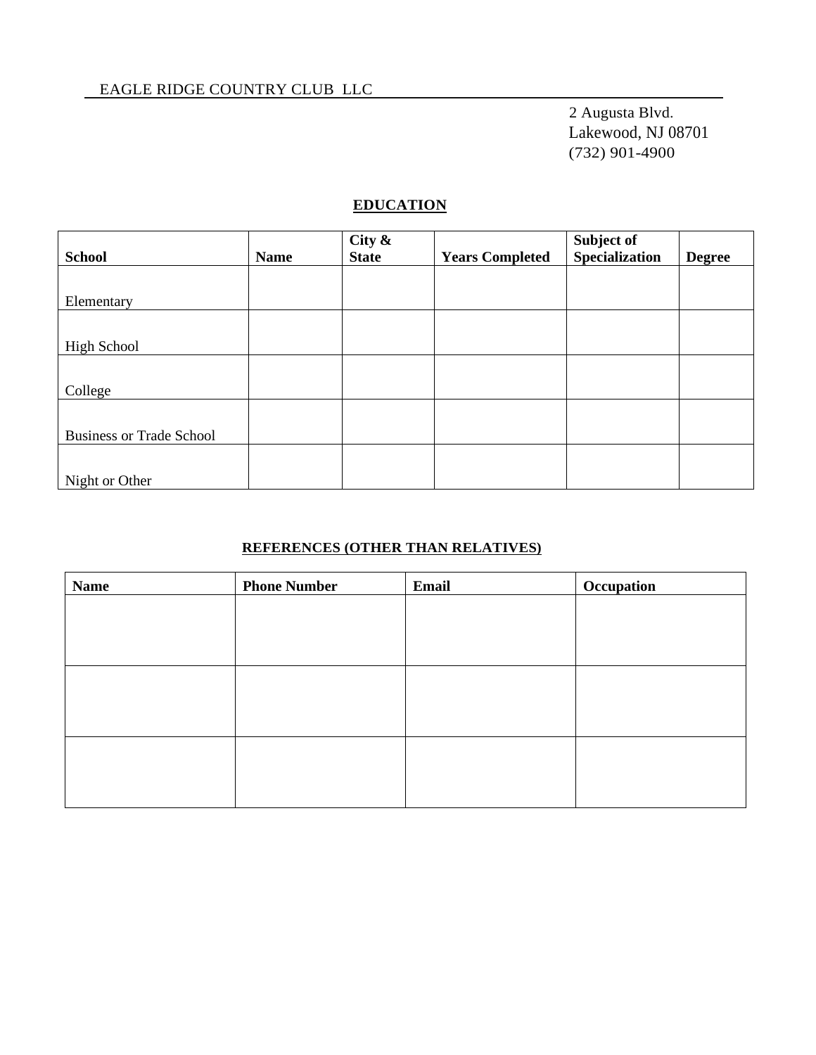EAGLE RIDGE COUNTRY CLUB LLC

2 Augusta Blvd.
Lakewood, NJ 08701
(732) 901-4900

## EDUCATION

| School | Name | City & State | Years Completed | Subject of Specialization | Degree |
|---|---|---|---|---|---|
| Elementary | | | | | |
| High School | | | | | |
| College | | | | | |
| Business or Trade School | | | | | |
| Night or Other | | | | | |

## REFERENCES (OTHER THAN RELATIVES)

| Name | Phone Number | Email | Occupation |
|---|---|---|---|
| | | | |
| | | | |
| | | | |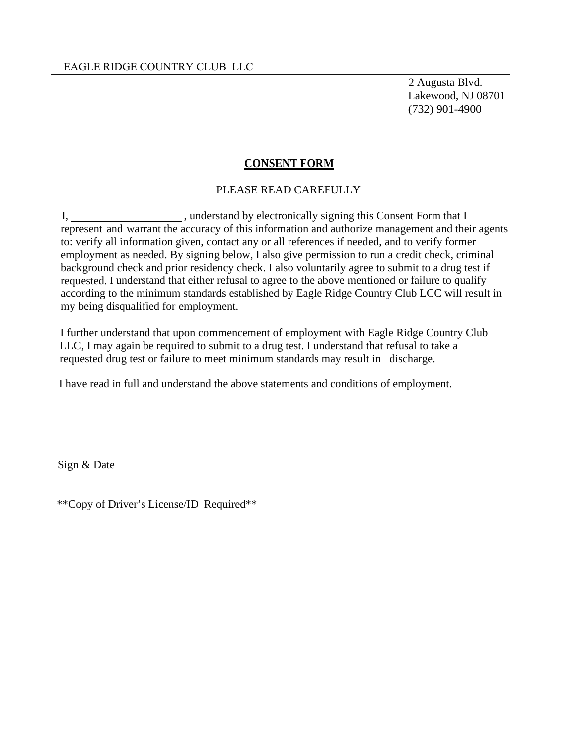EAGLE RIDGE COUNTRY CLUB LLC

2 Augusta Blvd.
Lakewood, NJ 08701
(732) 901-4900

## **CONSENT FORM**

PLEASE READ CAREFULLY

I, ____________________ , understand by electronically signing this Consent Form that I represent and warrant the accuracy of this information and authorize management and their agents to: verify all information given, contact any or all references if needed, and to verify former employment as needed. By signing below, I also give permission to run a credit check, criminal background check and prior residency check. I also voluntarily agree to submit to a drug test if requested. I understand that either refusal to agree to the above mentioned or failure to qualify according to the minimum standards established by Eagle Ridge Country Club LCC will result in my being disqualified for employment.

I further understand that upon commencement of employment with Eagle Ridge Country Club LLC, I may again be required to submit to a drug test. I understand that refusal to take a requested drug test or failure to meet minimum standards may result in discharge.

I have read in full and understand the above statements and conditions of employment.

______________________________________________________________________

Sign & Date

**Copy of Driver's License/ID Required**